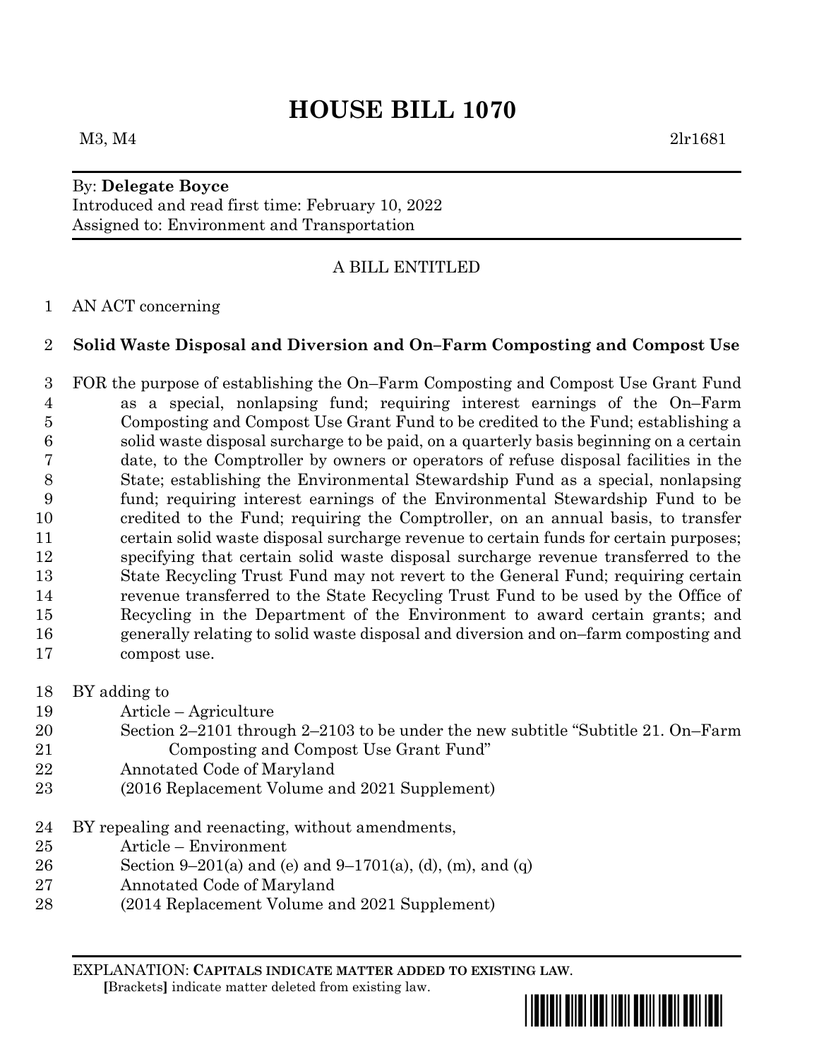# HOUSE BILL 1070

M3, M4 2lr1681

By: **Delegate Boyce**
Introduced and read first time: February 10, 2022
Assigned to: Environment and Transportation

A BILL ENTITLED

1 AN ACT concerning

2 **Solid Waste Disposal and Diversion and On–Farm Composting and Compost Use**

3 FOR the purpose of establishing the On–Farm Composting and Compost Use Grant Fund
4 as a special, nonlapsing fund; requiring interest earnings of the On–Farm
5 Composting and Compost Use Grant Fund to be credited to the Fund; establishing a
6 solid waste disposal surcharge to be paid, on a quarterly basis beginning on a certain
7 date, to the Comptroller by owners or operators of refuse disposal facilities in the
8 State; establishing the Environmental Stewardship Fund as a special, nonlapsing
9 fund; requiring interest earnings of the Environmental Stewardship Fund to be
10 credited to the Fund; requiring the Comptroller, on an annual basis, to transfer
11 certain solid waste disposal surcharge revenue to certain funds for certain purposes;
12 specifying that certain solid waste disposal surcharge revenue transferred to the
13 State Recycling Trust Fund may not revert to the General Fund; requiring certain
14 revenue transferred to the State Recycling Trust Fund to be used by the Office of
15 Recycling in the Department of the Environment to award certain grants; and
16 generally relating to solid waste disposal and diversion and on–farm composting and
17 compost use.

18 BY adding to
19 Article – Agriculture
20 Section 2–2101 through 2–2103 to be under the new subtitle "Subtitle 21. On–Farm
21 Composting and Compost Use Grant Fund"
22 Annotated Code of Maryland
23 (2016 Replacement Volume and 2021 Supplement)

24 BY repealing and reenacting, without amendments,
25 Article – Environment
26 Section 9–201(a) and (e) and 9–1701(a), (d), (m), and (q)
27 Annotated Code of Maryland
28 (2014 Replacement Volume and 2021 Supplement)

EXPLANATION: **CAPITALS INDICATE MATTER ADDED TO EXISTING LAW**.
**[**Brackets**]** indicate matter deleted from existing law.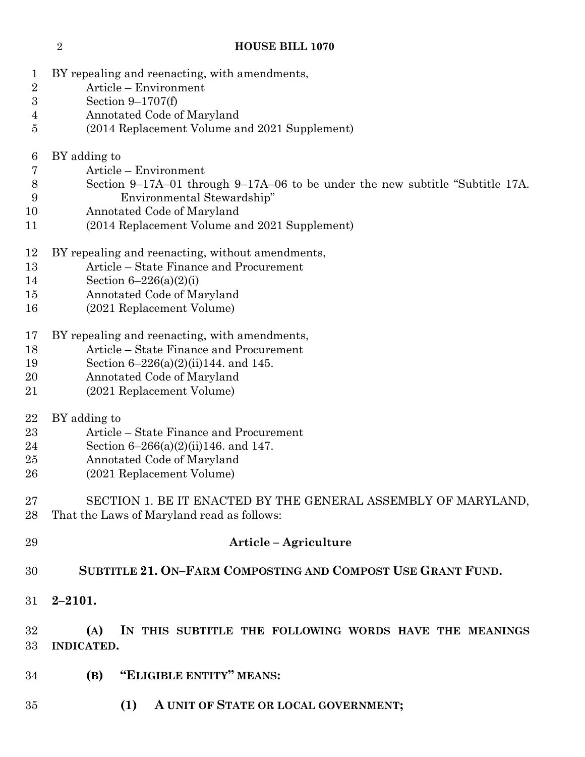BY repealing and reenacting, with amendments,
Article – Environment
Section 9–1707(f)
Annotated Code of Maryland
(2014 Replacement Volume and 2021 Supplement)

BY adding to
Article – Environment
Section 9–17A–01 through 9–17A–06 to be under the new subtitle "Subtitle 17A. Environmental Stewardship"
Annotated Code of Maryland
(2014 Replacement Volume and 2021 Supplement)

BY repealing and reenacting, without amendments,
Article – State Finance and Procurement
Section 6–226(a)(2)(i)
Annotated Code of Maryland
(2021 Replacement Volume)

BY repealing and reenacting, with amendments,
Article – State Finance and Procurement
Section 6–226(a)(2)(ii)144. and 145.
Annotated Code of Maryland
(2021 Replacement Volume)

BY adding to
Article – State Finance and Procurement
Section 6–266(a)(2)(ii)146. and 147.
Annotated Code of Maryland
(2021 Replacement Volume)

SECTION 1. BE IT ENACTED BY THE GENERAL ASSEMBLY OF MARYLAND, That the Laws of Maryland read as follows:

**Article – Agriculture**

**SUBTITLE 21. ON–FARM COMPOSTING AND COMPOST USE GRANT FUND.**

**2–2101.**

**(A) IN THIS SUBTITLE THE FOLLOWING WORDS HAVE THE MEANINGS INDICATED.**

**(B) "ELIGIBLE ENTITY" MEANS:**

**(1) A UNIT OF STATE OR LOCAL GOVERNMENT;**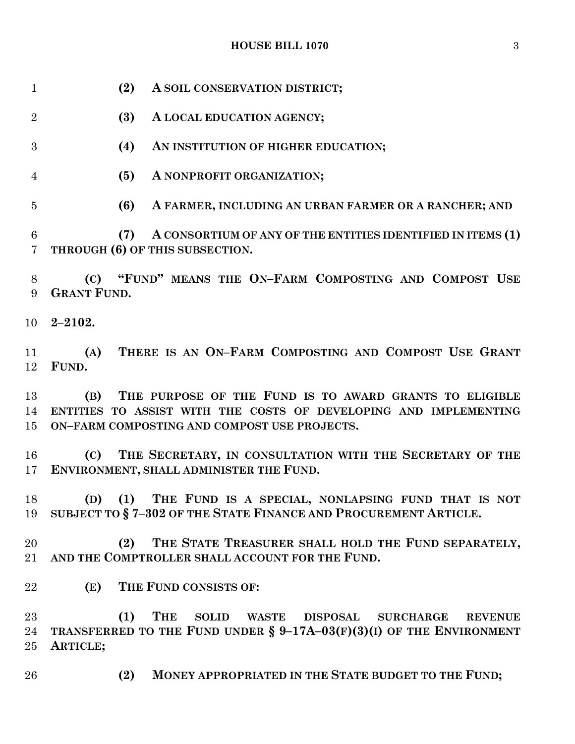**(2) A SOIL CONSERVATION DISTRICT;**

**(3) A LOCAL EDUCATION AGENCY;**

**(4) AN INSTITUTION OF HIGHER EDUCATION;**

**(5) A NONPROFIT ORGANIZATION;**

**(6) A FARMER, INCLUDING AN URBAN FARMER OR A RANCHER; AND**

**(7) A CONSORTIUM OF ANY OF THE ENTITIES IDENTIFIED IN ITEMS (1) THROUGH (6) OF THIS SUBSECTION.**

**(C) "FUND" MEANS THE ON–FARM COMPOSTING AND COMPOST USE GRANT FUND.**

**2–2102.**

**(A) THERE IS AN ON–FARM COMPOSTING AND COMPOST USE GRANT FUND.**

**(B) THE PURPOSE OF THE FUND IS TO AWARD GRANTS TO ELIGIBLE ENTITIES TO ASSIST WITH THE COSTS OF DEVELOPING AND IMPLEMENTING ON–FARM COMPOSTING AND COMPOST USE PROJECTS.**

**(C) THE SECRETARY, IN CONSULTATION WITH THE SECRETARY OF THE ENVIRONMENT, SHALL ADMINISTER THE FUND.**

**(D) (1) THE FUND IS A SPECIAL, NONLAPSING FUND THAT IS NOT SUBJECT TO § 7–302 OF THE STATE FINANCE AND PROCUREMENT ARTICLE.**

**(2) THE STATE TREASURER SHALL HOLD THE FUND SEPARATELY, AND THE COMPTROLLER SHALL ACCOUNT FOR THE FUND.**

**(E) THE FUND CONSISTS OF:**

**(1) THE SOLID WASTE DISPOSAL SURCHARGE REVENUE TRANSFERRED TO THE FUND UNDER § 9–17A–03(F)(3)(I) OF THE ENVIRONMENT ARTICLE;**

**(2) MONEY APPROPRIATED IN THE STATE BUDGET TO THE FUND;**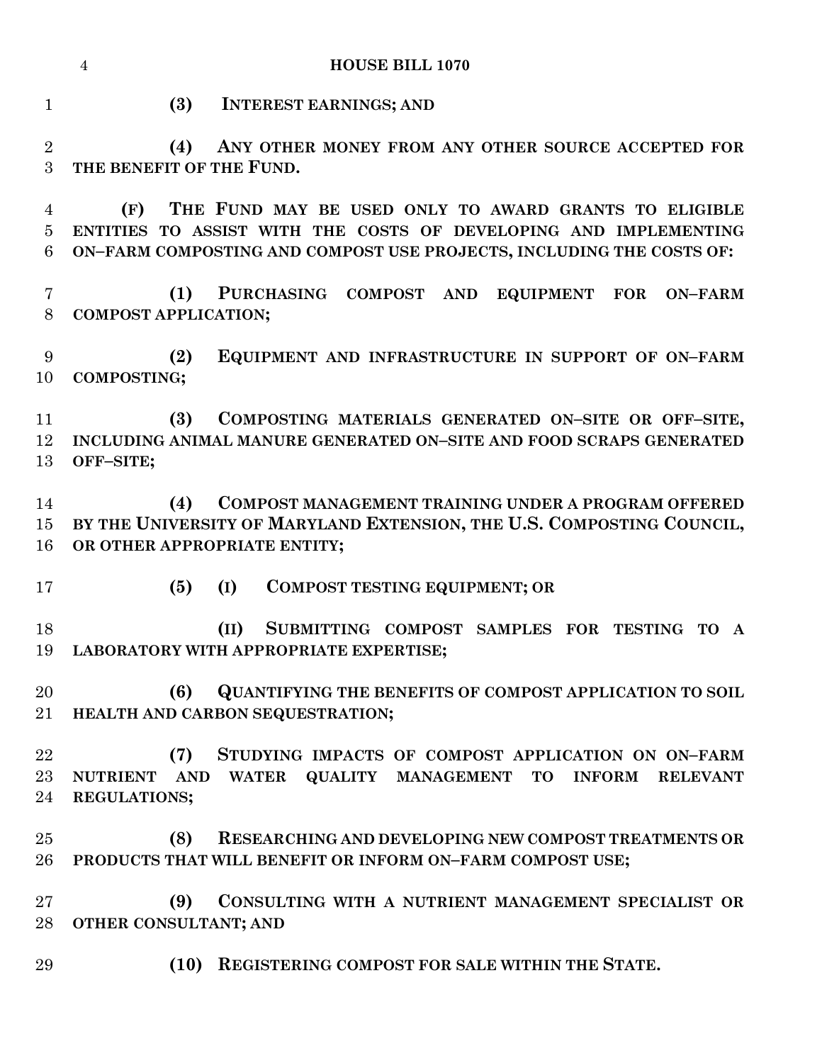**(3) INTEREST EARNINGS; AND**

**(4) ANY OTHER MONEY FROM ANY OTHER SOURCE ACCEPTED FOR THE BENEFIT OF THE FUND.**

**(F) THE FUND MAY BE USED ONLY TO AWARD GRANTS TO ELIGIBLE ENTITIES TO ASSIST WITH THE COSTS OF DEVELOPING AND IMPLEMENTING ON–FARM COMPOSTING AND COMPOST USE PROJECTS, INCLUDING THE COSTS OF:**

**(1) PURCHASING COMPOST AND EQUIPMENT FOR ON–FARM COMPOST APPLICATION;**

**(2) EQUIPMENT AND INFRASTRUCTURE IN SUPPORT OF ON–FARM COMPOSTING;**

**(3) COMPOSTING MATERIALS GENERATED ON–SITE OR OFF–SITE, INCLUDING ANIMAL MANURE GENERATED ON–SITE AND FOOD SCRAPS GENERATED OFF–SITE;**

**(4) COMPOST MANAGEMENT TRAINING UNDER A PROGRAM OFFERED BY THE UNIVERSITY OF MARYLAND EXTENSION, THE U.S. COMPOSTING COUNCIL, OR OTHER APPROPRIATE ENTITY;**

**(5) (I) COMPOST TESTING EQUIPMENT; OR**

**(II) SUBMITTING COMPOST SAMPLES FOR TESTING TO A LABORATORY WITH APPROPRIATE EXPERTISE;**

**(6) QUANTIFYING THE BENEFITS OF COMPOST APPLICATION TO SOIL HEALTH AND CARBON SEQUESTRATION;**

**(7) STUDYING IMPACTS OF COMPOST APPLICATION ON ON–FARM NUTRIENT AND WATER QUALITY MANAGEMENT TO INFORM RELEVANT REGULATIONS;**

**(8) RESEARCHING AND DEVELOPING NEW COMPOST TREATMENTS OR PRODUCTS THAT WILL BENEFIT OR INFORM ON–FARM COMPOST USE;**

**(9) CONSULTING WITH A NUTRIENT MANAGEMENT SPECIALIST OR OTHER CONSULTANT; AND**

**(10) REGISTERING COMPOST FOR SALE WITHIN THE STATE.**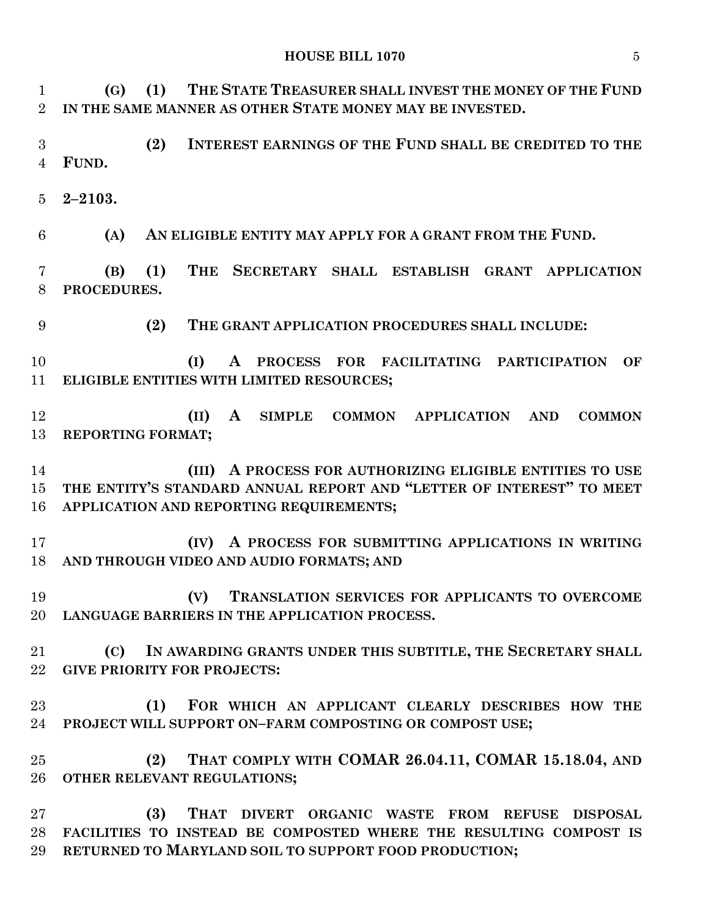**(G) (1) THE STATE TREASURER SHALL INVEST THE MONEY OF THE FUND IN THE SAME MANNER AS OTHER STATE MONEY MAY BE INVESTED.**

**(2) INTEREST EARNINGS OF THE FUND SHALL BE CREDITED TO THE FUND.**

**2–2103.**

**(A) AN ELIGIBLE ENTITY MAY APPLY FOR A GRANT FROM THE FUND.**

**(B) (1) THE SECRETARY SHALL ESTABLISH GRANT APPLICATION PROCEDURES.**

**(2) THE GRANT APPLICATION PROCEDURES SHALL INCLUDE:**

**(I) A PROCESS FOR FACILITATING PARTICIPATION OF ELIGIBLE ENTITIES WITH LIMITED RESOURCES;**

**(II) A SIMPLE COMMON APPLICATION AND COMMON REPORTING FORMAT;**

**(III) A PROCESS FOR AUTHORIZING ELIGIBLE ENTITIES TO USE THE ENTITY'S STANDARD ANNUAL REPORT AND "LETTER OF INTEREST" TO MEET APPLICATION AND REPORTING REQUIREMENTS;**

**(IV) A PROCESS FOR SUBMITTING APPLICATIONS IN WRITING AND THROUGH VIDEO AND AUDIO FORMATS; AND**

**(V) TRANSLATION SERVICES FOR APPLICANTS TO OVERCOME LANGUAGE BARRIERS IN THE APPLICATION PROCESS.**

**(C) IN AWARDING GRANTS UNDER THIS SUBTITLE, THE SECRETARY SHALL GIVE PRIORITY FOR PROJECTS:**

**(1) FOR WHICH AN APPLICANT CLEARLY DESCRIBES HOW THE PROJECT WILL SUPPORT ON–FARM COMPOSTING OR COMPOST USE;**

**(2) THAT COMPLY WITH COMAR 26.04.11, COMAR 15.18.04, AND OTHER RELEVANT REGULATIONS;**

**(3) THAT DIVERT ORGANIC WASTE FROM REFUSE DISPOSAL FACILITIES TO INSTEAD BE COMPOSTED WHERE THE RESULTING COMPOST IS RETURNED TO MARYLAND SOIL TO SUPPORT FOOD PRODUCTION;**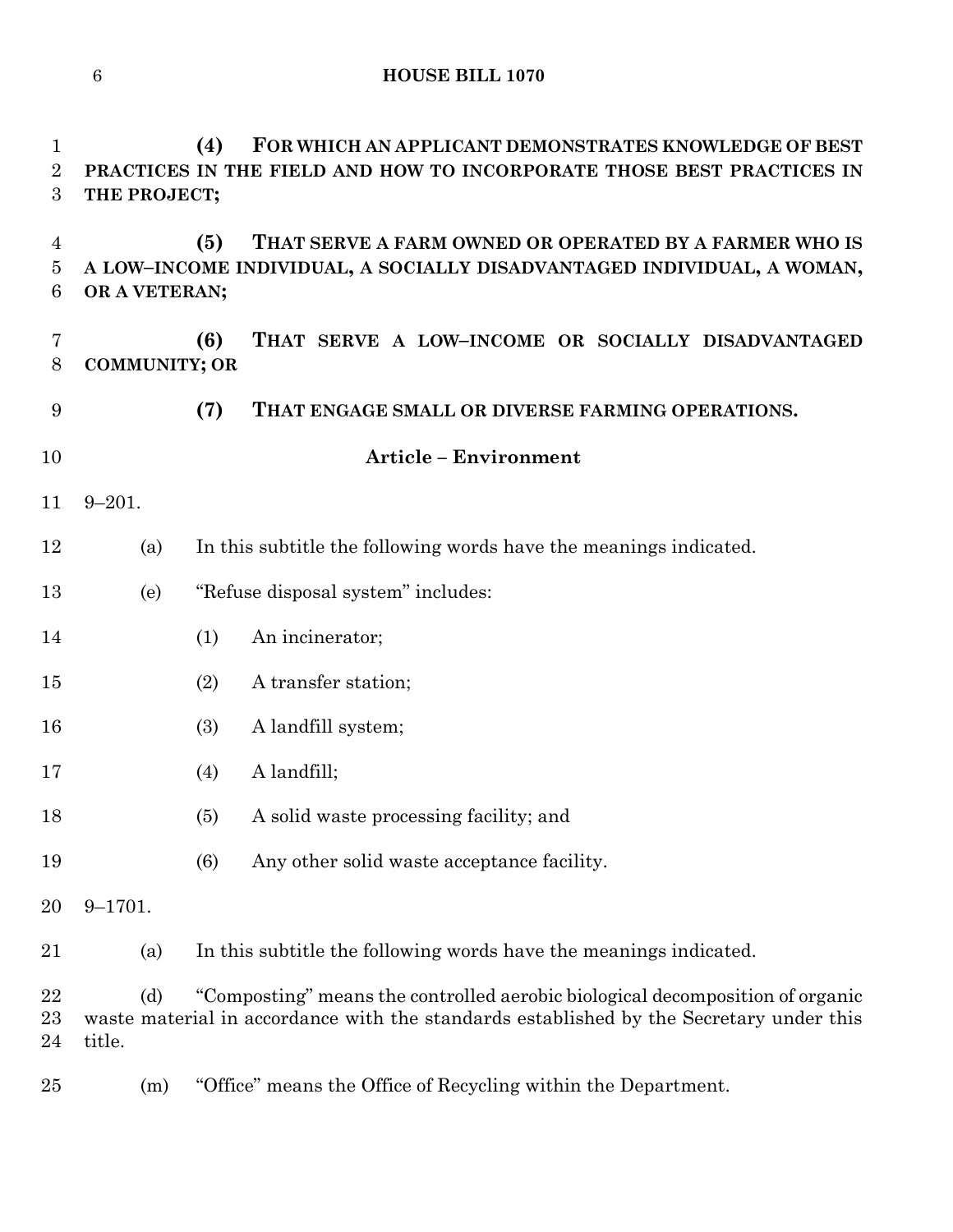**(4) FOR WHICH AN APPLICANT DEMONSTRATES KNOWLEDGE OF BEST PRACTICES IN THE FIELD AND HOW TO INCORPORATE THOSE BEST PRACTICES IN THE PROJECT;**

**(5) THAT SERVE A FARM OWNED OR OPERATED BY A FARMER WHO IS A LOW–INCOME INDIVIDUAL, A SOCIALLY DISADVANTAGED INDIVIDUAL, A WOMAN, OR A VETERAN;**

**(6) THAT SERVE A LOW–INCOME OR SOCIALLY DISADVANTAGED COMMUNITY; OR**

**(7) THAT ENGAGE SMALL OR DIVERSE FARMING OPERATIONS.**

## Article – Environment

9–201.

(a) In this subtitle the following words have the meanings indicated.

(e) "Refuse disposal system" includes:

(1) An incinerator;

(2) A transfer station;

(3) A landfill system;

(4) A landfill;

(5) A solid waste processing facility; and

(6) Any other solid waste acceptance facility.

9–1701.

(a) In this subtitle the following words have the meanings indicated.

(d) "Composting" means the controlled aerobic biological decomposition of organic waste material in accordance with the standards established by the Secretary under this title.

(m) "Office" means the Office of Recycling within the Department.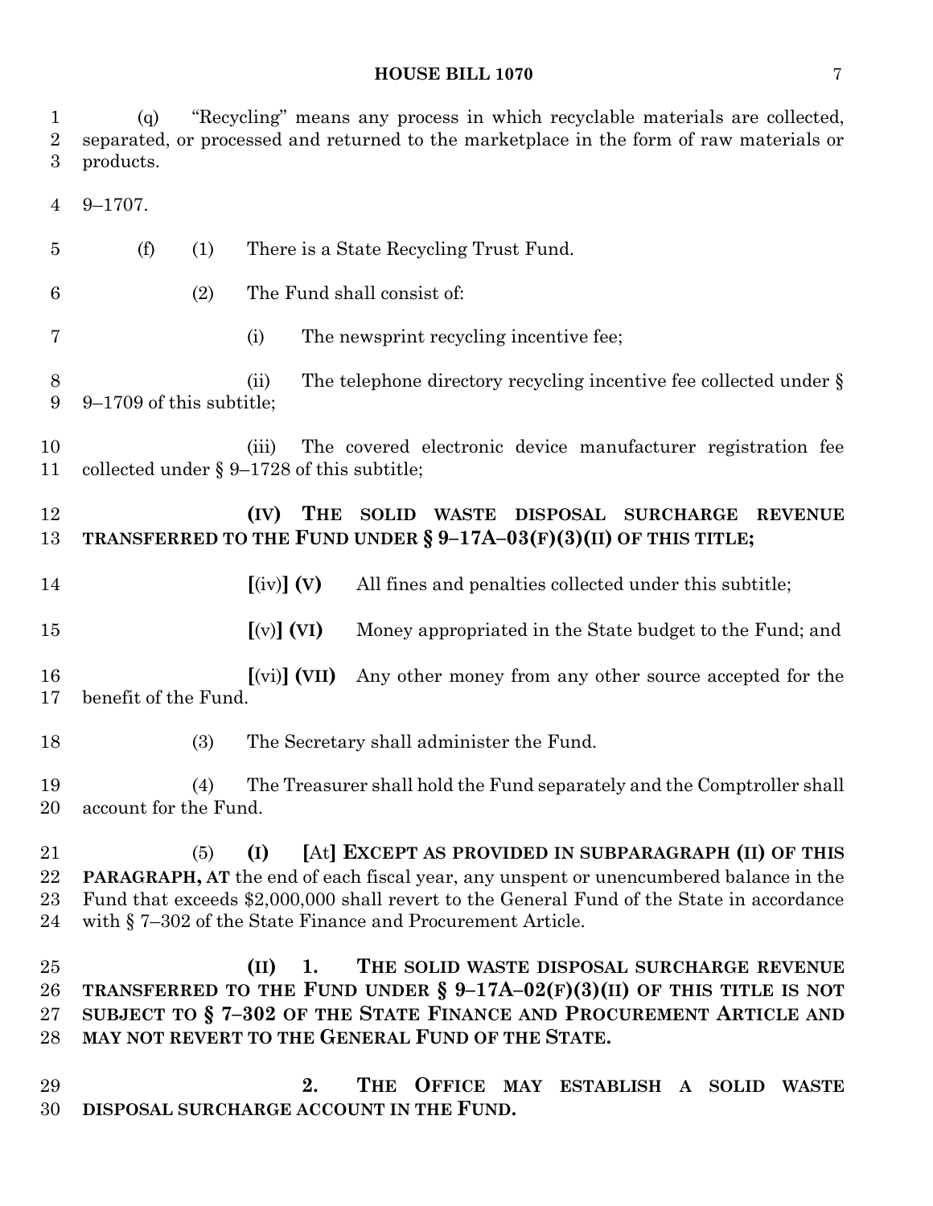(q) "Recycling" means any process in which recyclable materials are collected, separated, or processed and returned to the marketplace in the form of raw materials or products.

9–1707.

(f) (1) There is a State Recycling Trust Fund.

(2) The Fund shall consist of:

(i) The newsprint recycling incentive fee;

(ii) The telephone directory recycling incentive fee collected under § 9–1709 of this subtitle;

(iii) The covered electronic device manufacturer registration fee collected under § 9–1728 of this subtitle;

**(IV) THE SOLID WASTE DISPOSAL SURCHARGE REVENUE TRANSFERRED TO THE FUND UNDER § 9–17A–03(F)(3)(II) OF THIS TITLE;**

**[**(iv)**] (V)** All fines and penalties collected under this subtitle;

**[**(v)**] (VI)** Money appropriated in the State budget to the Fund; and

**[**(vi)**] (VII)** Any other money from any other source accepted for the benefit of the Fund.

(3) The Secretary shall administer the Fund.

(4) The Treasurer shall hold the Fund separately and the Comptroller shall account for the Fund.

(5) **(I) [**At**] EXCEPT AS PROVIDED IN SUBPARAGRAPH (II) OF THIS PARAGRAPH, AT** the end of each fiscal year, any unspent or unencumbered balance in the Fund that exceeds $2,000,000 shall revert to the General Fund of the State in accordance with § 7–302 of the State Finance and Procurement Article.

**(II) 1. THE SOLID WASTE DISPOSAL SURCHARGE REVENUE TRANSFERRED TO THE FUND UNDER § 9–17A–02(F)(3)(II) OF THIS TITLE IS NOT SUBJECT TO § 7–302 OF THE STATE FINANCE AND PROCUREMENT ARTICLE AND MAY NOT REVERT TO THE GENERAL FUND OF THE STATE.**

**2. THE OFFICE MAY ESTABLISH A SOLID WASTE DISPOSAL SURCHARGE ACCOUNT IN THE FUND.**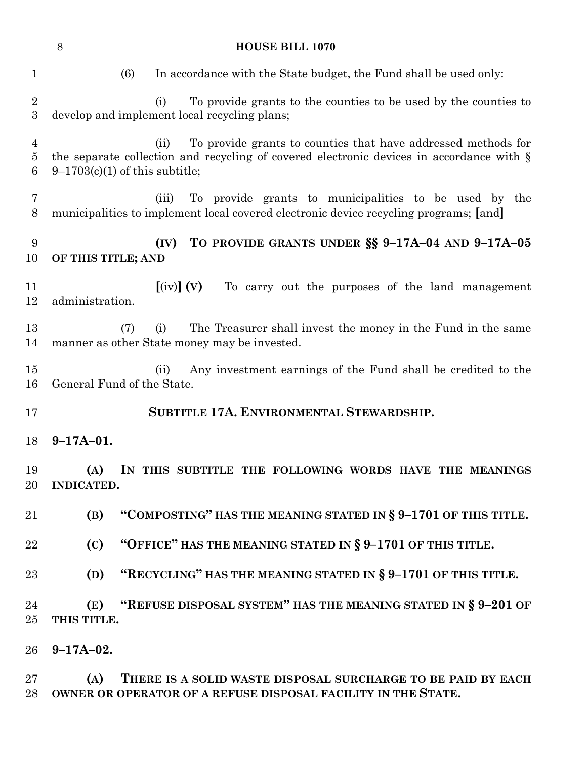(6) In accordance with the State budget, the Fund shall be used only:

(i) To provide grants to the counties to be used by the counties to develop and implement local recycling plans;

(ii) To provide grants to counties that have addressed methods for the separate collection and recycling of covered electronic devices in accordance with § 9–1703(c)(1) of this subtitle;

(iii) To provide grants to municipalities to be used by the municipalities to implement local covered electronic device recycling programs; **[**and**]**

**(IV) TO PROVIDE GRANTS UNDER §§ 9–17A–04 AND 9–17A–05 OF THIS TITLE; AND**

**[**(iv)**] (V)** To carry out the purposes of the land management administration.

(7) (i) The Treasurer shall invest the money in the Fund in the same manner as other State money may be invested.

(ii) Any investment earnings of the Fund shall be credited to the General Fund of the State.

**SUBTITLE 17A. ENVIRONMENTAL STEWARDSHIP.**

**9–17A–01.**

**(A) IN THIS SUBTITLE THE FOLLOWING WORDS HAVE THE MEANINGS INDICATED.**

**(B) "COMPOSTING" HAS THE MEANING STATED IN § 9–1701 OF THIS TITLE.**

**(C) "OFFICE" HAS THE MEANING STATED IN § 9–1701 OF THIS TITLE.**

**(D) "RECYCLING" HAS THE MEANING STATED IN § 9–1701 OF THIS TITLE.**

**(E) "REFUSE DISPOSAL SYSTEM" HAS THE MEANING STATED IN § 9–201 OF THIS TITLE.**

**9–17A–02.**

**(A) THERE IS A SOLID WASTE DISPOSAL SURCHARGE TO BE PAID BY EACH OWNER OR OPERATOR OF A REFUSE DISPOSAL FACILITY IN THE STATE.**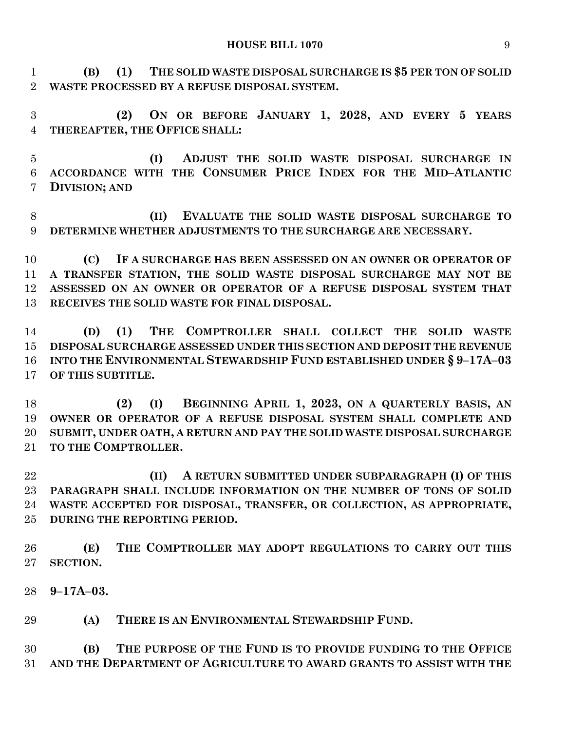**(B) (1) THE SOLID WASTE DISPOSAL SURCHARGE IS $5 PER TON OF SOLID WASTE PROCESSED BY A REFUSE DISPOSAL SYSTEM.**

**(2) ON OR BEFORE JANUARY 1, 2028, AND EVERY 5 YEARS THEREAFTER, THE OFFICE SHALL:**

**(I) ADJUST THE SOLID WASTE DISPOSAL SURCHARGE IN ACCORDANCE WITH THE CONSUMER PRICE INDEX FOR THE MID–ATLANTIC DIVISION; AND**

**(II) EVALUATE THE SOLID WASTE DISPOSAL SURCHARGE TO DETERMINE WHETHER ADJUSTMENTS TO THE SURCHARGE ARE NECESSARY.**

**(C) IF A SURCHARGE HAS BEEN ASSESSED ON AN OWNER OR OPERATOR OF A TRANSFER STATION, THE SOLID WASTE DISPOSAL SURCHARGE MAY NOT BE ASSESSED ON AN OWNER OR OPERATOR OF A REFUSE DISPOSAL SYSTEM THAT RECEIVES THE SOLID WASTE FOR FINAL DISPOSAL.**

**(D) (1) THE COMPTROLLER SHALL COLLECT THE SOLID WASTE DISPOSAL SURCHARGE ASSESSED UNDER THIS SECTION AND DEPOSIT THE REVENUE INTO THE ENVIRONMENTAL STEWARDSHIP FUND ESTABLISHED UNDER § 9–17A–03 OF THIS SUBTITLE.**

**(2) (I) BEGINNING APRIL 1, 2023, ON A QUARTERLY BASIS, AN OWNER OR OPERATOR OF A REFUSE DISPOSAL SYSTEM SHALL COMPLETE AND SUBMIT, UNDER OATH, A RETURN AND PAY THE SOLID WASTE DISPOSAL SURCHARGE TO THE COMPTROLLER.**

**(II) A RETURN SUBMITTED UNDER SUBPARAGRAPH (I) OF THIS PARAGRAPH SHALL INCLUDE INFORMATION ON THE NUMBER OF TONS OF SOLID WASTE ACCEPTED FOR DISPOSAL, TRANSFER, OR COLLECTION, AS APPROPRIATE, DURING THE REPORTING PERIOD.**

**(E) THE COMPTROLLER MAY ADOPT REGULATIONS TO CARRY OUT THIS SECTION.**

**9–17A–03.**

**(A) THERE IS AN ENVIRONMENTAL STEWARDSHIP FUND.**

**(B) THE PURPOSE OF THE FUND IS TO PROVIDE FUNDING TO THE OFFICE AND THE DEPARTMENT OF AGRICULTURE TO AWARD GRANTS TO ASSIST WITH THE**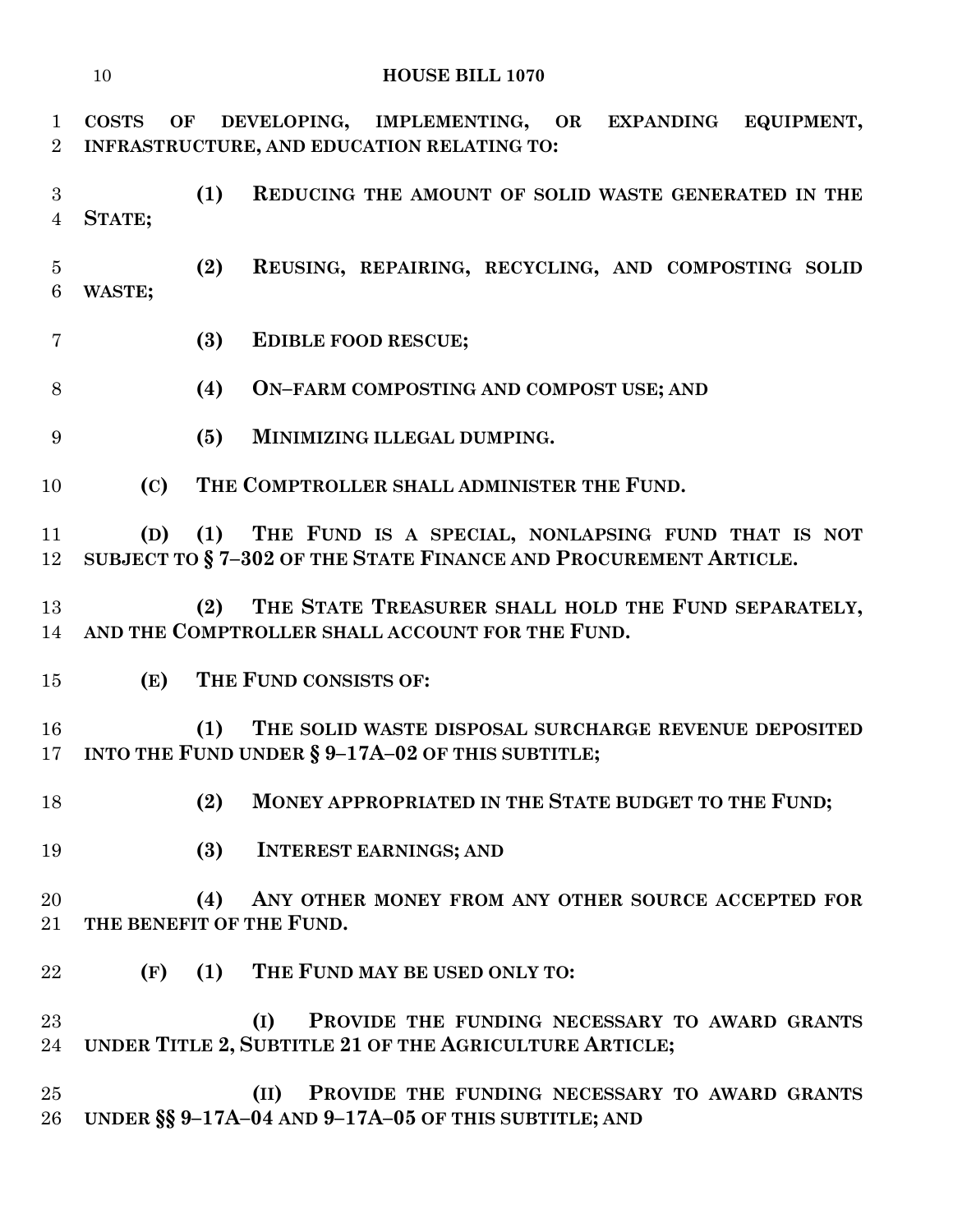**COSTS OF DEVELOPING, IMPLEMENTING, OR EXPANDING EQUIPMENT, INFRASTRUCTURE, AND EDUCATION RELATING TO:**

**(1) REDUCING THE AMOUNT OF SOLID WASTE GENERATED IN THE STATE;**

**(2) REUSING, REPAIRING, RECYCLING, AND COMPOSTING SOLID WASTE;**

**(3) EDIBLE FOOD RESCUE;**

**(4) ON–FARM COMPOSTING AND COMPOST USE; AND**

**(5) MINIMIZING ILLEGAL DUMPING.**

**(C) THE COMPTROLLER SHALL ADMINISTER THE FUND.**

**(D) (1) THE FUND IS A SPECIAL, NONLAPSING FUND THAT IS NOT SUBJECT TO § 7–302 OF THE STATE FINANCE AND PROCUREMENT ARTICLE.**

**(2) THE STATE TREASURER SHALL HOLD THE FUND SEPARATELY, AND THE COMPTROLLER SHALL ACCOUNT FOR THE FUND.**

**(E) THE FUND CONSISTS OF:**

**(1) THE SOLID WASTE DISPOSAL SURCHARGE REVENUE DEPOSITED INTO THE FUND UNDER § 9–17A–02 OF THIS SUBTITLE;**

**(2) MONEY APPROPRIATED IN THE STATE BUDGET TO THE FUND;**

**(3) INTEREST EARNINGS; AND**

**(4) ANY OTHER MONEY FROM ANY OTHER SOURCE ACCEPTED FOR THE BENEFIT OF THE FUND.**

**(F) (1) THE FUND MAY BE USED ONLY TO:**

**(I) PROVIDE THE FUNDING NECESSARY TO AWARD GRANTS UNDER TITLE 2, SUBTITLE 21 OF THE AGRICULTURE ARTICLE;**

**(II) PROVIDE THE FUNDING NECESSARY TO AWARD GRANTS UNDER §§ 9–17A–04 AND 9–17A–05 OF THIS SUBTITLE; AND**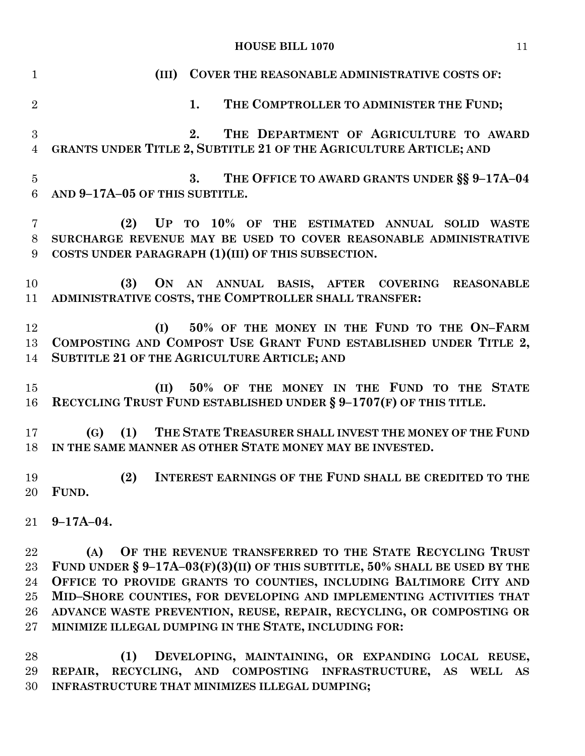**(III) COVER THE REASONABLE ADMINISTRATIVE COSTS OF:**

**1. THE COMPTROLLER TO ADMINISTER THE FUND;**

**2. THE DEPARTMENT OF AGRICULTURE TO AWARD GRANTS UNDER TITLE 2, SUBTITLE 21 OF THE AGRICULTURE ARTICLE; AND**

**3. THE OFFICE TO AWARD GRANTS UNDER §§ 9–17A–04 AND 9–17A–05 OF THIS SUBTITLE.**

**(2) UP TO 10% OF THE ESTIMATED ANNUAL SOLID WASTE SURCHARGE REVENUE MAY BE USED TO COVER REASONABLE ADMINISTRATIVE COSTS UNDER PARAGRAPH (1)(III) OF THIS SUBSECTION.**

**(3) ON AN ANNUAL BASIS, AFTER COVERING REASONABLE ADMINISTRATIVE COSTS, THE COMPTROLLER SHALL TRANSFER:**

**(I) 50% OF THE MONEY IN THE FUND TO THE ON–FARM COMPOSTING AND COMPOST USE GRANT FUND ESTABLISHED UNDER TITLE 2, SUBTITLE 21 OF THE AGRICULTURE ARTICLE; AND**

**(II) 50% OF THE MONEY IN THE FUND TO THE STATE RECYCLING TRUST FUND ESTABLISHED UNDER § 9–1707(F) OF THIS TITLE.**

**(G) (1) THE STATE TREASURER SHALL INVEST THE MONEY OF THE FUND IN THE SAME MANNER AS OTHER STATE MONEY MAY BE INVESTED.**

**(2) INTEREST EARNINGS OF THE FUND SHALL BE CREDITED TO THE FUND.**

**9–17A–04.**

**(A) OF THE REVENUE TRANSFERRED TO THE STATE RECYCLING TRUST FUND UNDER § 9–17A–03(F)(3)(II) OF THIS SUBTITLE, 50% SHALL BE USED BY THE OFFICE TO PROVIDE GRANTS TO COUNTIES, INCLUDING BALTIMORE CITY AND MID–SHORE COUNTIES, FOR DEVELOPING AND IMPLEMENTING ACTIVITIES THAT ADVANCE WASTE PREVENTION, REUSE, REPAIR, RECYCLING, OR COMPOSTING OR MINIMIZE ILLEGAL DUMPING IN THE STATE, INCLUDING FOR:**

**(1) DEVELOPING, MAINTAINING, OR EXPANDING LOCAL REUSE, REPAIR, RECYCLING, AND COMPOSTING INFRASTRUCTURE, AS WELL AS INFRASTRUCTURE THAT MINIMIZES ILLEGAL DUMPING;**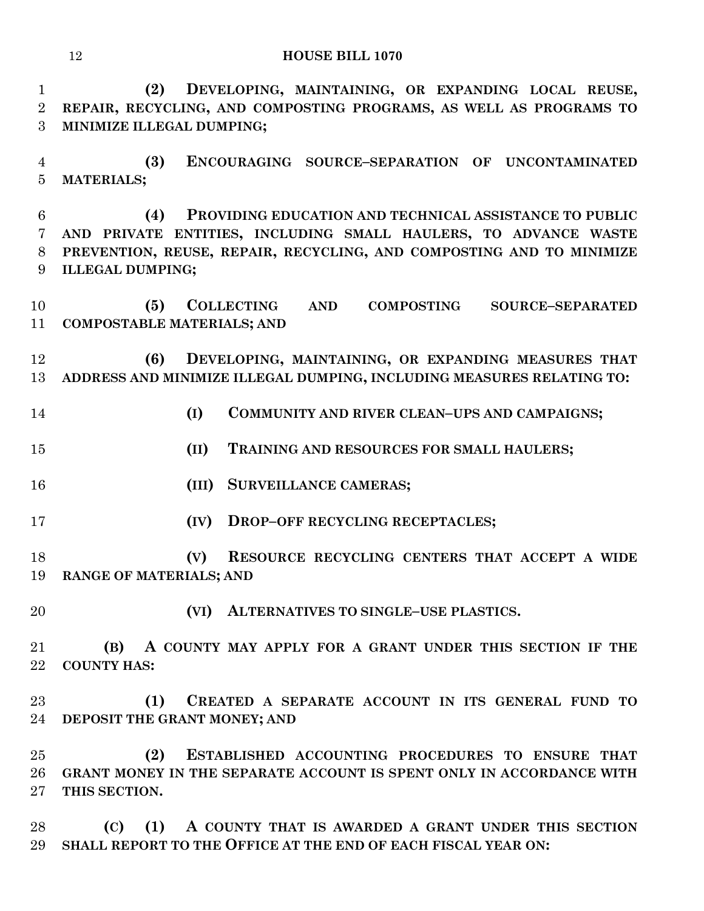**(2) DEVELOPING, MAINTAINING, OR EXPANDING LOCAL REUSE, REPAIR, RECYCLING, AND COMPOSTING PROGRAMS, AS WELL AS PROGRAMS TO MINIMIZE ILLEGAL DUMPING;**

**(3) ENCOURAGING SOURCE–SEPARATION OF UNCONTAMINATED MATERIALS;**

**(4) PROVIDING EDUCATION AND TECHNICAL ASSISTANCE TO PUBLIC AND PRIVATE ENTITIES, INCLUDING SMALL HAULERS, TO ADVANCE WASTE PREVENTION, REUSE, REPAIR, RECYCLING, AND COMPOSTING AND TO MINIMIZE ILLEGAL DUMPING;**

**(5) COLLECTING AND COMPOSTING SOURCE–SEPARATED COMPOSTABLE MATERIALS; AND**

**(6) DEVELOPING, MAINTAINING, OR EXPANDING MEASURES THAT ADDRESS AND MINIMIZE ILLEGAL DUMPING, INCLUDING MEASURES RELATING TO:**

**(I) COMMUNITY AND RIVER CLEAN–UPS AND CAMPAIGNS;**

**(II) TRAINING AND RESOURCES FOR SMALL HAULERS;**

**(III) SURVEILLANCE CAMERAS;**

**(IV) DROP–OFF RECYCLING RECEPTACLES;**

**(V) RESOURCE RECYCLING CENTERS THAT ACCEPT A WIDE RANGE OF MATERIALS; AND**

**(VI) ALTERNATIVES TO SINGLE–USE PLASTICS.**

**(B) A COUNTY MAY APPLY FOR A GRANT UNDER THIS SECTION IF THE COUNTY HAS:**

**(1) CREATED A SEPARATE ACCOUNT IN ITS GENERAL FUND TO DEPOSIT THE GRANT MONEY; AND**

**(2) ESTABLISHED ACCOUNTING PROCEDURES TO ENSURE THAT GRANT MONEY IN THE SEPARATE ACCOUNT IS SPENT ONLY IN ACCORDANCE WITH THIS SECTION.**

**(C) (1) A COUNTY THAT IS AWARDED A GRANT UNDER THIS SECTION SHALL REPORT TO THE OFFICE AT THE END OF EACH FISCAL YEAR ON:**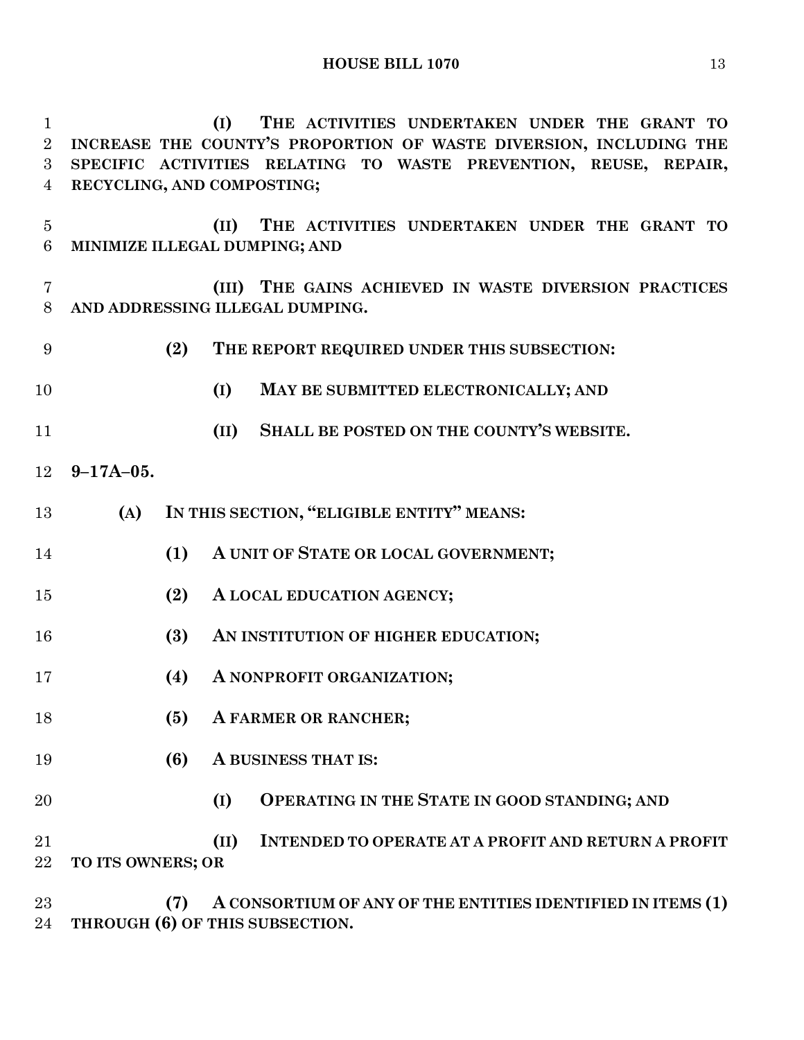(I) THE ACTIVITIES UNDERTAKEN UNDER THE GRANT TO INCREASE THE COUNTY'S PROPORTION OF WASTE DIVERSION, INCLUDING THE SPECIFIC ACTIVITIES RELATING TO WASTE PREVENTION, REUSE, REPAIR, RECYCLING, AND COMPOSTING;

(II) THE ACTIVITIES UNDERTAKEN UNDER THE GRANT TO MINIMIZE ILLEGAL DUMPING; AND

(III) THE GAINS ACHIEVED IN WASTE DIVERSION PRACTICES AND ADDRESSING ILLEGAL DUMPING.

(2) THE REPORT REQUIRED UNDER THIS SUBSECTION:

(I) MAY BE SUBMITTED ELECTRONICALLY; AND

(II) SHALL BE POSTED ON THE COUNTY'S WEBSITE.

**9–17A–05.**

**(A) IN THIS SECTION, "ELIGIBLE ENTITY" MEANS:**

**(1) A UNIT OF STATE OR LOCAL GOVERNMENT;**

**(2) A LOCAL EDUCATION AGENCY;**

**(3) AN INSTITUTION OF HIGHER EDUCATION;**

**(4) A NONPROFIT ORGANIZATION;**

**(5) A FARMER OR RANCHER;**

**(6) A BUSINESS THAT IS:**

**(I) OPERATING IN THE STATE IN GOOD STANDING; AND**

**(II) INTENDED TO OPERATE AT A PROFIT AND RETURN A PROFIT TO ITS OWNERS; OR**

**(7) A CONSORTIUM OF ANY OF THE ENTITIES IDENTIFIED IN ITEMS (1) THROUGH (6) OF THIS SUBSECTION.**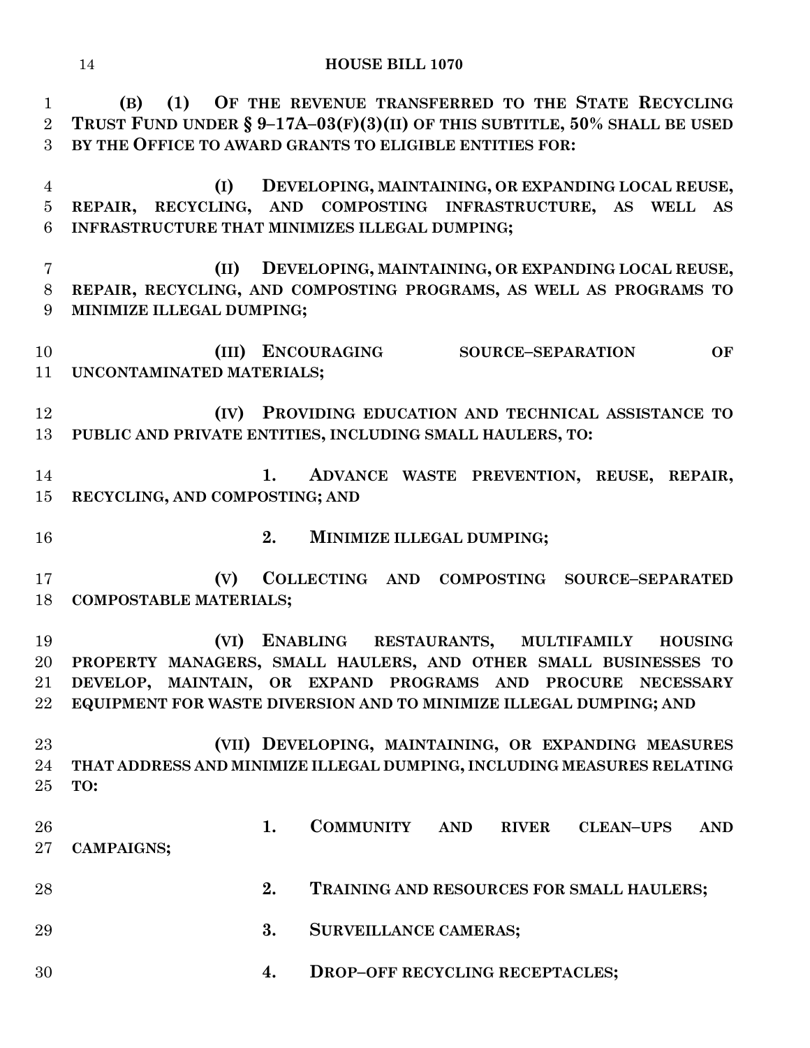**(B) (1) OF THE REVENUE TRANSFERRED TO THE STATE RECYCLING TRUST FUND UNDER § 9–17A–03(F)(3)(II) OF THIS SUBTITLE, 50% SHALL BE USED BY THE OFFICE TO AWARD GRANTS TO ELIGIBLE ENTITIES FOR:**

**(I) DEVELOPING, MAINTAINING, OR EXPANDING LOCAL REUSE, REPAIR, RECYCLING, AND COMPOSTING INFRASTRUCTURE, AS WELL AS INFRASTRUCTURE THAT MINIMIZES ILLEGAL DUMPING;**

**(II) DEVELOPING, MAINTAINING, OR EXPANDING LOCAL REUSE, REPAIR, RECYCLING, AND COMPOSTING PROGRAMS, AS WELL AS PROGRAMS TO MINIMIZE ILLEGAL DUMPING;**

**(III) ENCOURAGING SOURCE–SEPARATION OF UNCONTAMINATED MATERIALS;**

**(IV) PROVIDING EDUCATION AND TECHNICAL ASSISTANCE TO PUBLIC AND PRIVATE ENTITIES, INCLUDING SMALL HAULERS, TO:**

**1. ADVANCE WASTE PREVENTION, REUSE, REPAIR, RECYCLING, AND COMPOSTING; AND**

**2. MINIMIZE ILLEGAL DUMPING;**

**(V) COLLECTING AND COMPOSTING SOURCE–SEPARATED COMPOSTABLE MATERIALS;**

**(VI) ENABLING RESTAURANTS, MULTIFAMILY HOUSING PROPERTY MANAGERS, SMALL HAULERS, AND OTHER SMALL BUSINESSES TO DEVELOP, MAINTAIN, OR EXPAND PROGRAMS AND PROCURE NECESSARY EQUIPMENT FOR WASTE DIVERSION AND TO MINIMIZE ILLEGAL DUMPING; AND**

**(VII) DEVELOPING, MAINTAINING, OR EXPANDING MEASURES THAT ADDRESS AND MINIMIZE ILLEGAL DUMPING, INCLUDING MEASURES RELATING TO:**

**1. COMMUNITY AND RIVER CLEAN–UPS AND CAMPAIGNS;**

**2. TRAINING AND RESOURCES FOR SMALL HAULERS;**

**3. SURVEILLANCE CAMERAS;**

**4. DROP–OFF RECYCLING RECEPTACLES;**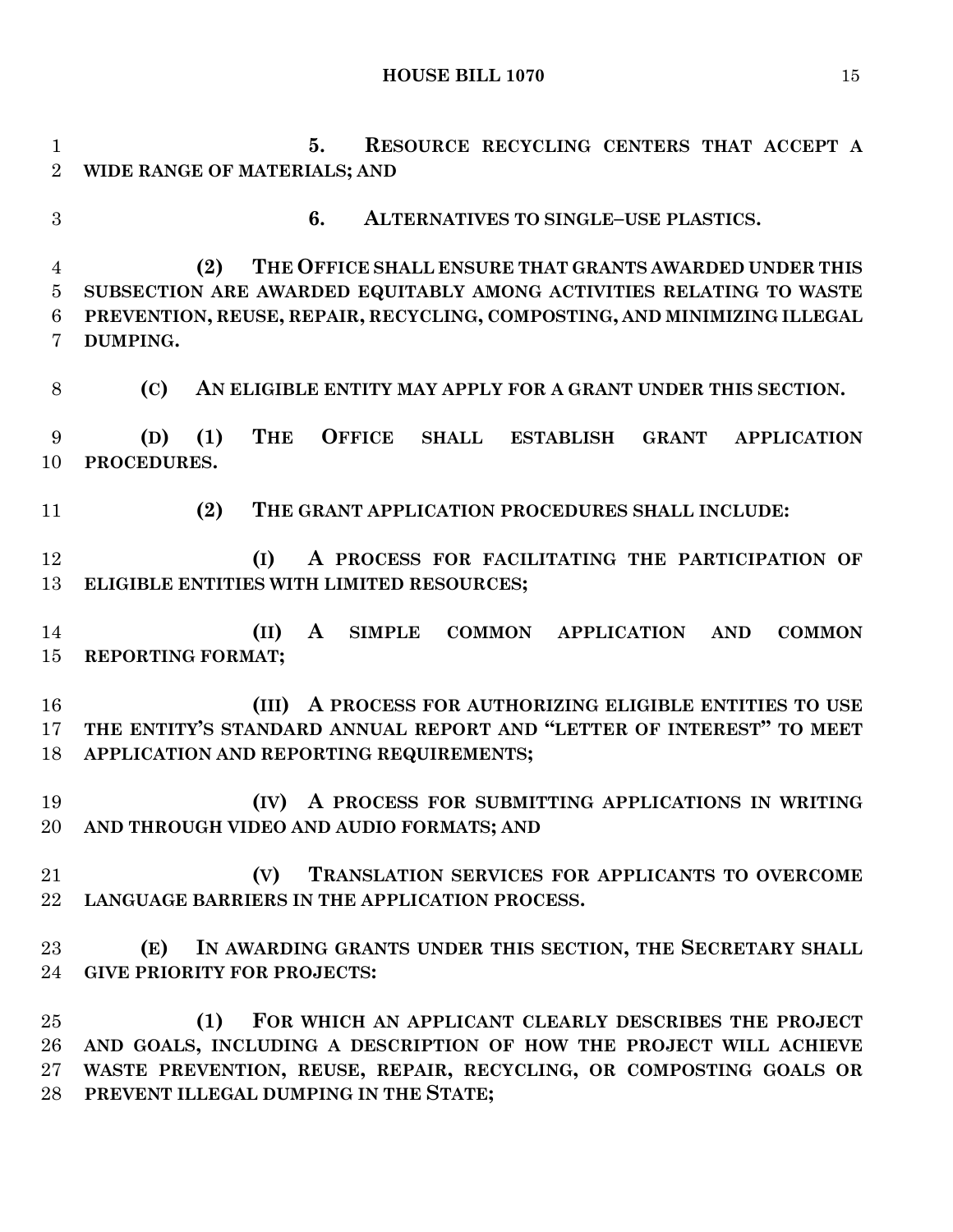5. **RESOURCE RECYCLING CENTERS THAT ACCEPT A WIDE RANGE OF MATERIALS; AND**

6. **ALTERNATIVES TO SINGLE–USE PLASTICS.**

**(2) THE OFFICE SHALL ENSURE THAT GRANTS AWARDED UNDER THIS SUBSECTION ARE AWARDED EQUITABLY AMONG ACTIVITIES RELATING TO WASTE PREVENTION, REUSE, REPAIR, RECYCLING, COMPOSTING, AND MINIMIZING ILLEGAL DUMPING.**

**(C) AN ELIGIBLE ENTITY MAY APPLY FOR A GRANT UNDER THIS SECTION.**

**(D) (1) THE OFFICE SHALL ESTABLISH GRANT APPLICATION PROCEDURES.**

**(2) THE GRANT APPLICATION PROCEDURES SHALL INCLUDE:**

**(I) A PROCESS FOR FACILITATING THE PARTICIPATION OF ELIGIBLE ENTITIES WITH LIMITED RESOURCES;**

**(II) A SIMPLE COMMON APPLICATION AND COMMON REPORTING FORMAT;**

**(III) A PROCESS FOR AUTHORIZING ELIGIBLE ENTITIES TO USE THE ENTITY'S STANDARD ANNUAL REPORT AND "LETTER OF INTEREST" TO MEET APPLICATION AND REPORTING REQUIREMENTS;**

**(IV) A PROCESS FOR SUBMITTING APPLICATIONS IN WRITING AND THROUGH VIDEO AND AUDIO FORMATS; AND**

**(V) TRANSLATION SERVICES FOR APPLICANTS TO OVERCOME LANGUAGE BARRIERS IN THE APPLICATION PROCESS.**

**(E) IN AWARDING GRANTS UNDER THIS SECTION, THE SECRETARY SHALL GIVE PRIORITY FOR PROJECTS:**

**(1) FOR WHICH AN APPLICANT CLEARLY DESCRIBES THE PROJECT AND GOALS, INCLUDING A DESCRIPTION OF HOW THE PROJECT WILL ACHIEVE WASTE PREVENTION, REUSE, REPAIR, RECYCLING, OR COMPOSTING GOALS OR PREVENT ILLEGAL DUMPING IN THE STATE;**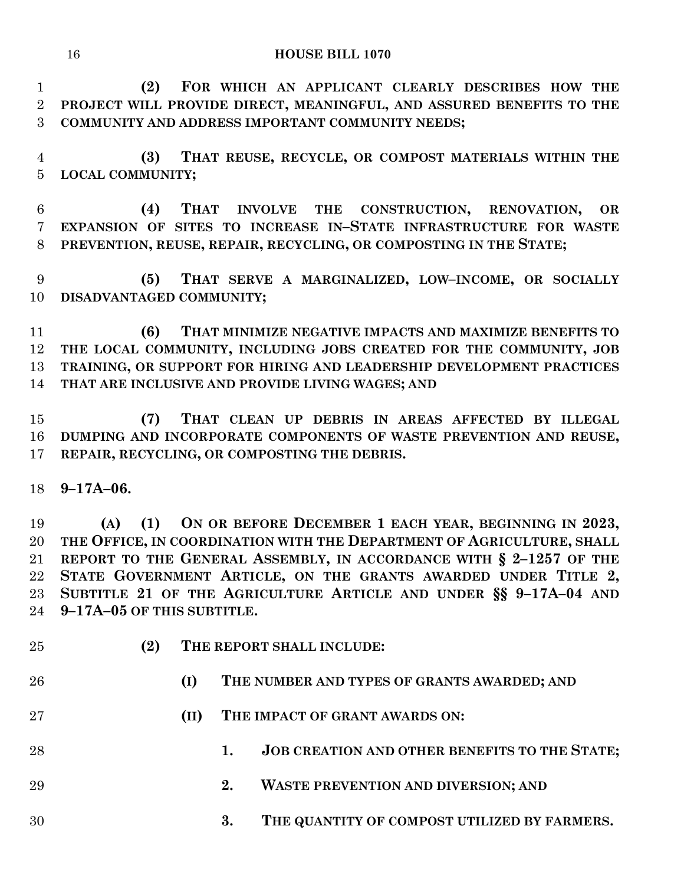**(2) FOR WHICH AN APPLICANT CLEARLY DESCRIBES HOW THE PROJECT WILL PROVIDE DIRECT, MEANINGFUL, AND ASSURED BENEFITS TO THE COMMUNITY AND ADDRESS IMPORTANT COMMUNITY NEEDS;**

**(3) THAT REUSE, RECYCLE, OR COMPOST MATERIALS WITHIN THE LOCAL COMMUNITY;**

**(4) THAT INVOLVE THE CONSTRUCTION, RENOVATION, OR EXPANSION OF SITES TO INCREASE IN–STATE INFRASTRUCTURE FOR WASTE PREVENTION, REUSE, REPAIR, RECYCLING, OR COMPOSTING IN THE STATE;**

**(5) THAT SERVE A MARGINALIZED, LOW–INCOME, OR SOCIALLY DISADVANTAGED COMMUNITY;**

**(6) THAT MINIMIZE NEGATIVE IMPACTS AND MAXIMIZE BENEFITS TO THE LOCAL COMMUNITY, INCLUDING JOBS CREATED FOR THE COMMUNITY, JOB TRAINING, OR SUPPORT FOR HIRING AND LEADERSHIP DEVELOPMENT PRACTICES THAT ARE INCLUSIVE AND PROVIDE LIVING WAGES; AND**

**(7) THAT CLEAN UP DEBRIS IN AREAS AFFECTED BY ILLEGAL DUMPING AND INCORPORATE COMPONENTS OF WASTE PREVENTION AND REUSE, REPAIR, RECYCLING, OR COMPOSTING THE DEBRIS.**

**9–17A–06.**

**(A) (1) ON OR BEFORE DECEMBER 1 EACH YEAR, BEGINNING IN 2023, THE OFFICE, IN COORDINATION WITH THE DEPARTMENT OF AGRICULTURE, SHALL REPORT TO THE GENERAL ASSEMBLY, IN ACCORDANCE WITH § 2–1257 OF THE STATE GOVERNMENT ARTICLE, ON THE GRANTS AWARDED UNDER TITLE 2, SUBTITLE 21 OF THE AGRICULTURE ARTICLE AND UNDER §§ 9–17A–04 AND 9–17A–05 OF THIS SUBTITLE.**

**(2) THE REPORT SHALL INCLUDE:**

**(I) THE NUMBER AND TYPES OF GRANTS AWARDED; AND**

**(II) THE IMPACT OF GRANT AWARDS ON:**

**1. JOB CREATION AND OTHER BENEFITS TO THE STATE;**

**2. WASTE PREVENTION AND DIVERSION; AND**

**3. THE QUANTITY OF COMPOST UTILIZED BY FARMERS.**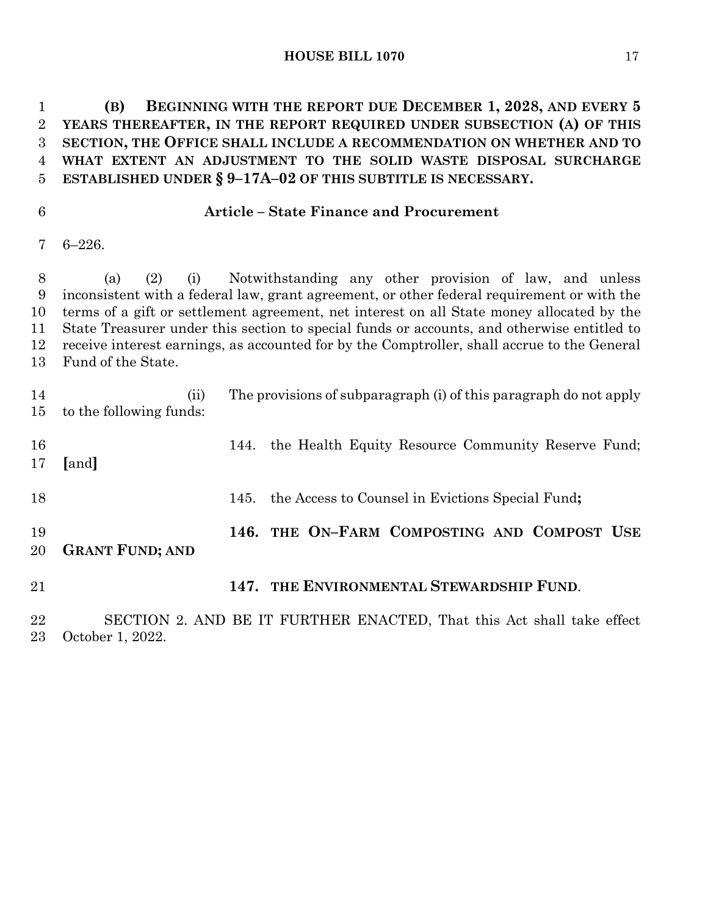**(B) BEGINNING WITH THE REPORT DUE DECEMBER 1, 2028, AND EVERY 5 YEARS THEREAFTER, IN THE REPORT REQUIRED UNDER SUBSECTION (A) OF THIS SECTION, THE OFFICE SHALL INCLUDE A RECOMMENDATION ON WHETHER AND TO WHAT EXTENT AN ADJUSTMENT TO THE SOLID WASTE DISPOSAL SURCHARGE ESTABLISHED UNDER § 9–17A–02 OF THIS SUBTITLE IS NECESSARY.**

**Article – State Finance and Procurement**

6–226.

(a) (2) (i) Notwithstanding any other provision of law, and unless inconsistent with a federal law, grant agreement, or other federal requirement or with the terms of a gift or settlement agreement, net interest on all State money allocated by the State Treasurer under this section to special funds or accounts, and otherwise entitled to receive interest earnings, as accounted for by the Comptroller, shall accrue to the General Fund of the State.

(ii) The provisions of subparagraph (i) of this paragraph do not apply to the following funds:

144. the Health Equity Resource Community Reserve Fund; **[**and**]**

145. the Access to Counsel in Evictions Special Fund**;**

**146. THE ON–FARM COMPOSTING AND COMPOST USE GRANT FUND; AND**

**147. THE ENVIRONMENTAL STEWARDSHIP FUND**.

SECTION 2. AND BE IT FURTHER ENACTED, That this Act shall take effect October 1, 2022.